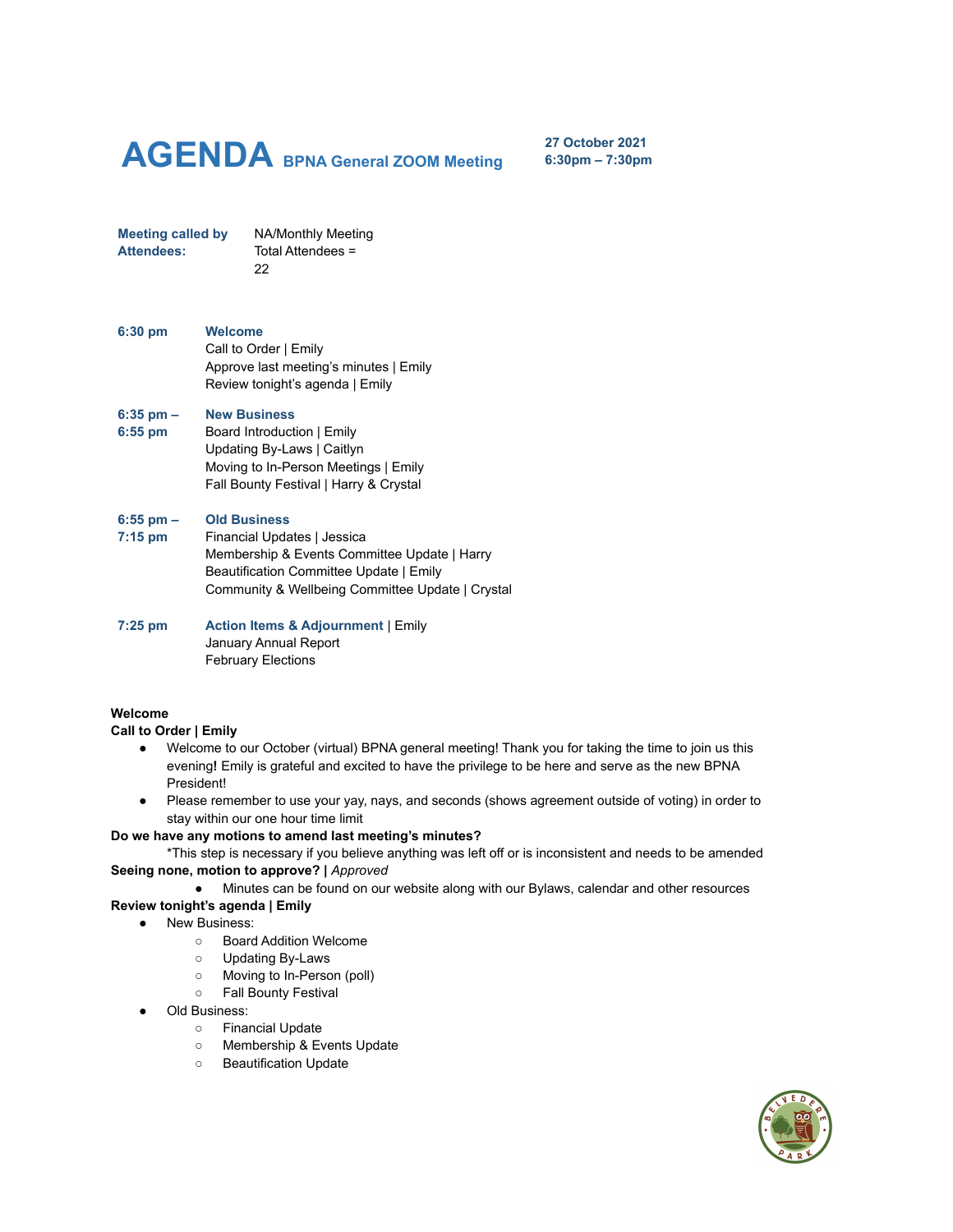# AGENDA BPNA General ZOOM Meeting

**27 October 2021**
**6:30pm – 7:30pm**

| | |
|---|---|
| **Meeting called by** | NA/Monthly Meeting |
| **Attendees:** | Total Attendees = 22 |

**6:30 pm** — **Welcome**
Call to Order | Emily
Approve last meeting's minutes | Emily
Review tonight's agenda | Emily

**6:35 pm – 6:55 pm** — **New Business**
Board Introduction | Emily
Updating By-Laws | Caitlyn
Moving to In-Person Meetings | Emily
Fall Bounty Festival | Harry & Crystal

**6:55 pm – 7:15 pm** — **Old Business**
Financial Updates | Jessica
Membership & Events Committee Update | Harry
Beautification Committee Update | Emily
Community & Wellbeing Committee Update | Crystal

**7:25 pm** — **Action Items & Adjournment** | Emily
January Annual Report
February Elections

**Welcome**

**Call to Order | Emily**

- Welcome to our October (virtual) BPNA general meeting! Thank you for taking the time to join us this evening**!** Emily is grateful and excited to have the privilege to be here and serve as the new BPNA President!
- Please remember to use your yay, nays, and seconds (shows agreement outside of voting) in order to stay within our one hour time limit

**Do we have any motions to amend last meeting's minutes?**

*This step is necessary if you believe anything was left off or is inconsistent and needs to be amended

**Seeing none, motion to approve? |** *Approved*

- Minutes can be found on our website along with our Bylaws, calendar and other resources

**Review tonight's agenda | Emily**

- New Business:
  - Board Addition Welcome
  - Updating By-Laws
  - Moving to In-Person (poll)
  - Fall Bounty Festival
- Old Business:
  - Financial Update
  - Membership & Events Update
  - Beautification Update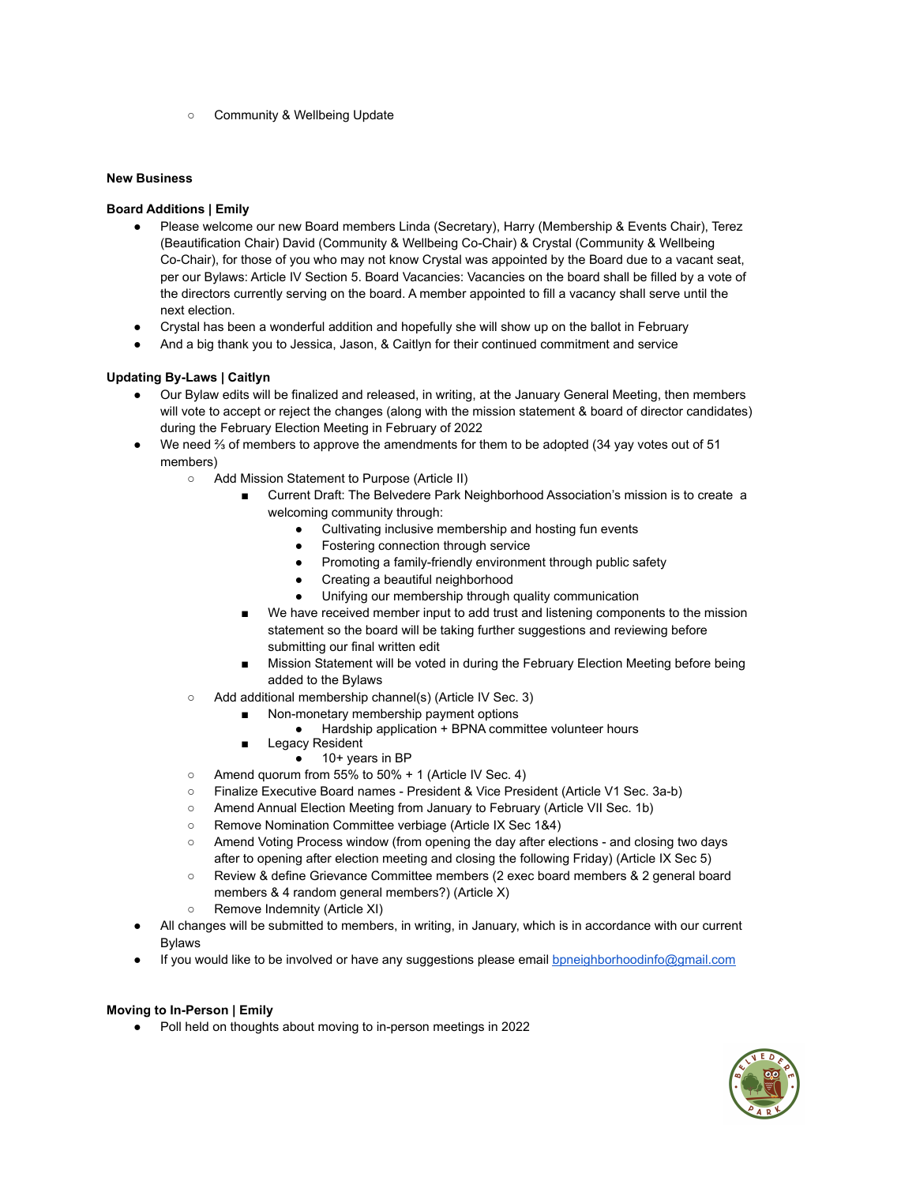- Community & Wellbeing Update

**New Business**

**Board Additions | Emily**

- Please welcome our new Board members Linda (Secretary), Harry (Membership & Events Chair), Terez (Beautification Chair) David (Community & Wellbeing Co-Chair) & Crystal (Community & Wellbeing Co-Chair), for those of you who may not know Crystal was appointed by the Board due to a vacant seat, per our Bylaws: Article IV Section 5. Board Vacancies: Vacancies on the board shall be filled by a vote of the directors currently serving on the board. A member appointed to fill a vacancy shall serve until the next election.
- Crystal has been a wonderful addition and hopefully she will show up on the ballot in February
- And a big thank you to Jessica, Jason, & Caitlyn for their continued commitment and service

**Updating By-Laws | Caitlyn**

- Our Bylaw edits will be finalized and released, in writing, at the January General Meeting, then members will vote to accept or reject the changes (along with the mission statement & board of director candidates) during the February Election Meeting in February of 2022
- We need ⅔ of members to approve the amendments for them to be adopted (34 yay votes out of 51 members)
  - Add Mission Statement to Purpose (Article II)
    - Current Draft: The Belvedere Park Neighborhood Association's mission is to create a welcoming community through:
      - Cultivating inclusive membership and hosting fun events
      - Fostering connection through service
      - Promoting a family-friendly environment through public safety
      - Creating a beautiful neighborhood
      - Unifying our membership through quality communication
    - We have received member input to add trust and listening components to the mission statement so the board will be taking further suggestions and reviewing before submitting our final written edit
    - Mission Statement will be voted in during the February Election Meeting before being added to the Bylaws
  - Add additional membership channel(s) (Article IV Sec. 3)
    - Non-monetary membership payment options
      - Hardship application + BPNA committee volunteer hours
    - Legacy Resident
      - 10+ years in BP
  - Amend quorum from 55% to 50% + 1 (Article IV Sec. 4)
  - Finalize Executive Board names - President & Vice President (Article V1 Sec. 3a-b)
  - Amend Annual Election Meeting from January to February (Article VII Sec. 1b)
  - Remove Nomination Committee verbiage (Article IX Sec 1&4)
  - Amend Voting Process window (from opening the day after elections - and closing two days after to opening after election meeting and closing the following Friday) (Article IX Sec 5)
  - Review & define Grievance Committee members (2 exec board members & 2 general board members & 4 random general members?) (Article X)
  - Remove Indemnity (Article XI)
- All changes will be submitted to members, in writing, in January, which is in accordance with our current Bylaws
- If you would like to be involved or have any suggestions please email bpneighborhoodinfo@gmail.com

**Moving to In-Person | Emily**

- Poll held on thoughts about moving to in-person meetings in 2022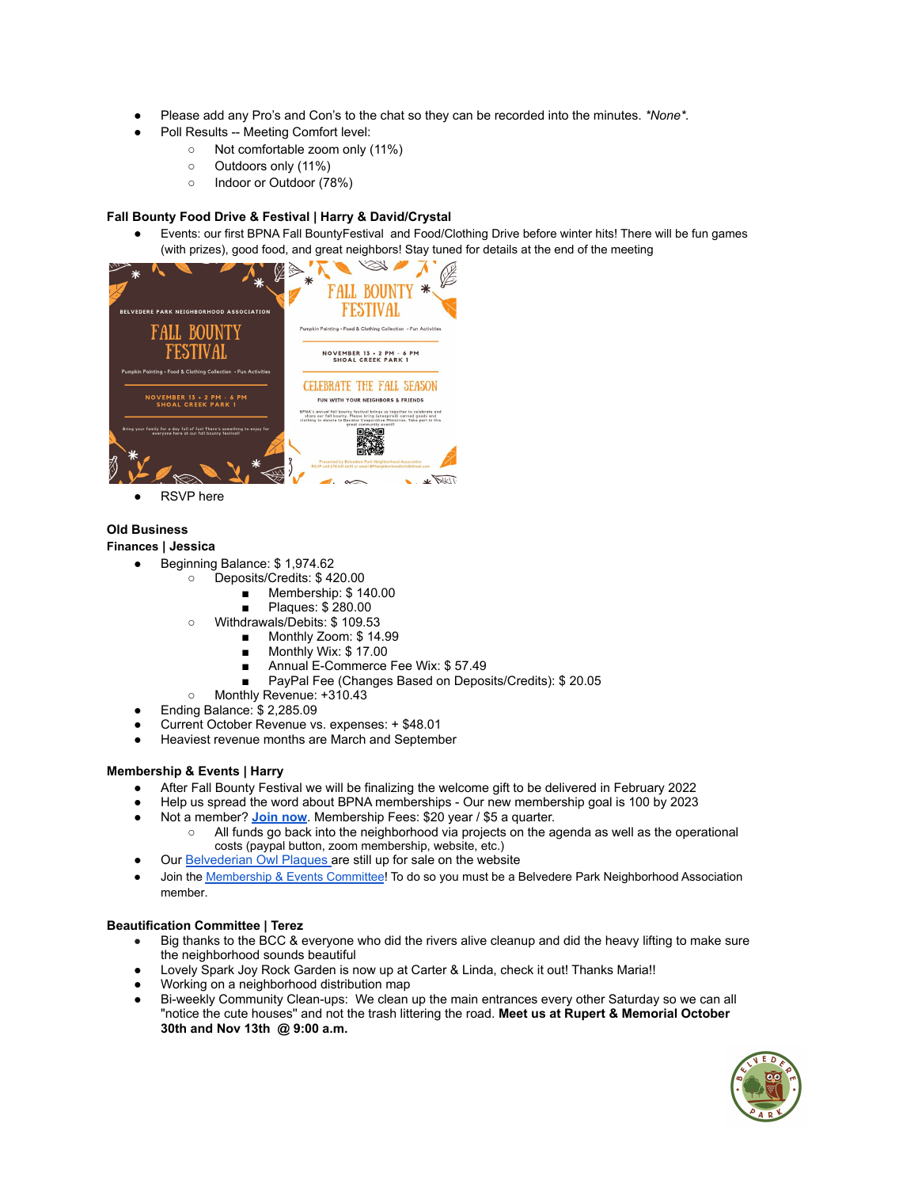- Please add any Pro's and Con's to the chat so they can be recorded into the minutes. *\*None\**.
- Poll Results -- Meeting Comfort level:
  - Not comfortable zoom only (11%)
  - Outdoors only (11%)
  - Indoor or Outdoor (78%)

**Fall Bounty Food Drive & Festival | Harry & David/Crystal**

- Events: our first BPNA Fall BountyFestival and Food/Clothing Drive before winter hits! There will be fun games (with prizes), good food, and great neighbors! Stay tuned for details at the end of the meeting

BELVEDERE PARK NEIGHBORHOOD ASSOCIATION

FALL BOUNTY FESTIVAL

Pumpkin Painting • Food & Clothing Collection • Fun Activities

NOVEMBER 13 • 2 PM - 6 PM
SHOAL CREEK PARK 1

Bring your family for a day full of fun! There's something to enjoy for everyone here at our fall bounty festival!

FALL BOUNTY FESTIVAL

Pumpkin Painting • Food & Clothing Collection • Fun Activities

NOVEMBER 13 • 2 PM - 6 PM
SHOAL CREEK PARK 1

CELEBRATE THE FALL SEASON

FUN WITH YOUR NEIGHBORS & FRIENDS

- RSVP here

**Old Business**

**Finances | Jessica**

- Beginning Balance: $ 1,974.62
  - Deposits/Credits: $ 420.00
    - Membership: $ 140.00
    - Plaques: $ 280.00
  - Withdrawals/Debits: $ 109.53
    - Monthly Zoom: $ 14.99
    - Monthly Wix: $ 17.00
    - Annual E-Commerce Fee Wix: $ 57.49
    - PayPal Fee (Changes Based on Deposits/Credits): $ 20.05
  - Monthly Revenue: +310.43
- Ending Balance: $ 2,285.09
- Current October Revenue vs. expenses: + $48.01
- Heaviest revenue months are March and September

**Membership & Events | Harry**

- After Fall Bounty Festival we will be finalizing the welcome gift to be delivered in February 2022
- Help us spread the word about BPNA memberships - Our new membership goal is 100 by 2023
- Not a member? **Join now**. Membership Fees: $20 year / $5 a quarter.
  - All funds go back into the neighborhood via projects on the agenda as well as the operational costs (paypal button, zoom membership, website, etc.)
- Our Belvederian Owl Plaques are still up for sale on the website
- Join the Membership & Events Committee! To do so you must be a Belvedere Park Neighborhood Association member.

**Beautification Committee | Terez**

- Big thanks to the BCC & everyone who did the rivers alive cleanup and did the heavy lifting to make sure the neighborhood sounds beautiful
- Lovely Spark Joy Rock Garden is now up at Carter & Linda, check it out! Thanks Maria!!
- Working on a neighborhood distribution map
- Bi-weekly Community Clean-ups: We clean up the main entrances every other Saturday so we can all "notice the cute houses" and not the trash littering the road. **Meet us at Rupert & Memorial October 30th and Nov 13th @ 9:00 a.m.**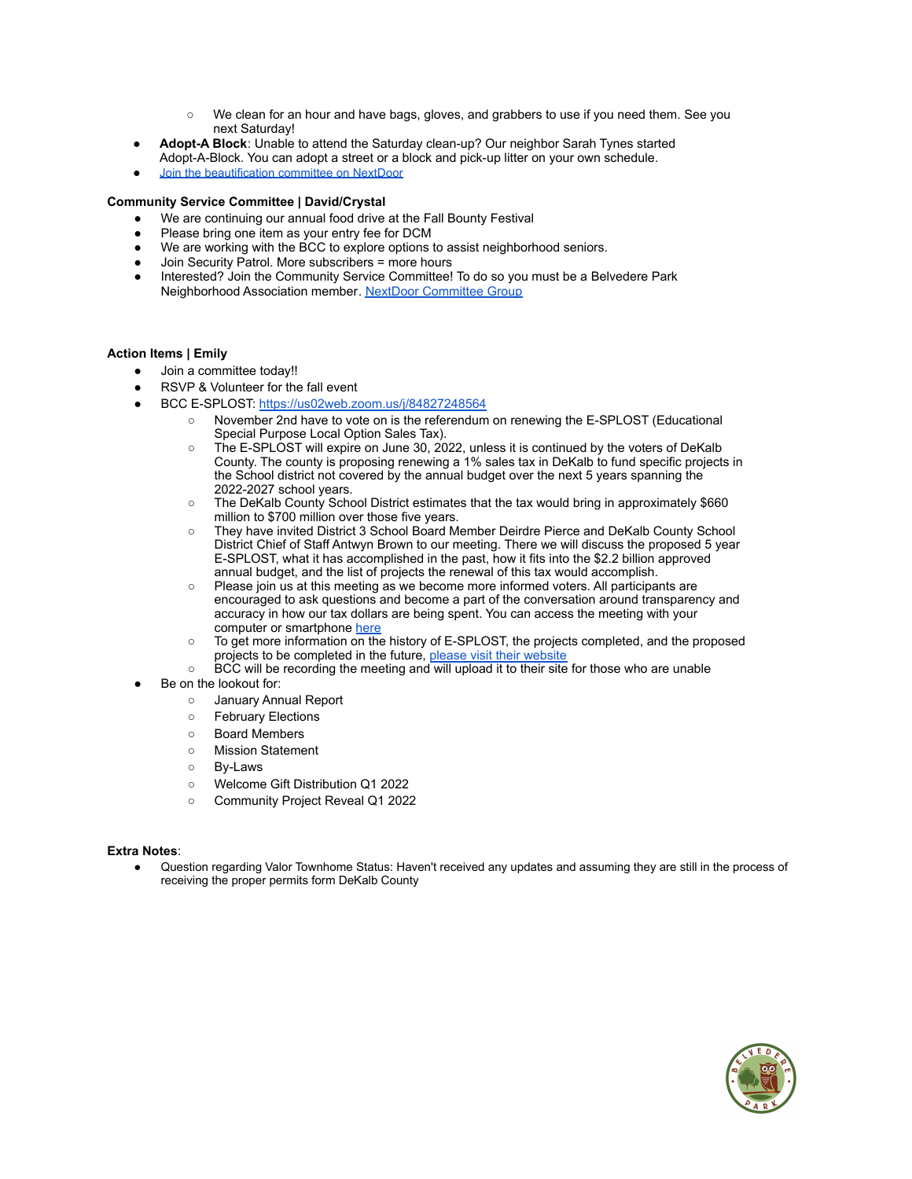- We clean for an hour and have bags, gloves, and grabbers to use if you need them. See you next Saturday!
- **Adopt-A Block**: Unable to attend the Saturday clean-up? Our neighbor Sarah Tynes started Adopt-A-Block. You can adopt a street or a block and pick-up litter on your own schedule.
- [Join the beautification committee on NextDoor]

**Community Service Committee | David/Crystal**

- We are continuing our annual food drive at the Fall Bounty Festival
- Please bring one item as your entry fee for DCM
- We are working with the BCC to explore options to assist neighborhood seniors.
- Join Security Patrol. More subscribers = more hours
- Interested? Join the Community Service Committee! To do so you must be a Belvedere Park Neighborhood Association member. [NextDoor Committee Group]

**Action Items | Emily**

- Join a committee today!!
- RSVP & Volunteer for the fall event
- BCC E-SPLOST: https://us02web.zoom.us/j/84827248564
    - November 2nd have to vote on is the referendum on renewing the E-SPLOST (Educational Special Purpose Local Option Sales Tax).
    - The E-SPLOST will expire on June 30, 2022, unless it is continued by the voters of DeKalb County. The county is proposing renewing a 1% sales tax in DeKalb to fund specific projects in the School district not covered by the annual budget over the next 5 years spanning the 2022-2027 school years.
    - The DeKalb County School District estimates that the tax would bring in approximately $660 million to $700 million over those five years.
    - They have invited District 3 School Board Member Deirdre Pierce and DeKalb County School District Chief of Staff Antwyn Brown to our meeting. There we will discuss the proposed 5 year E-SPLOST, what it has accomplished in the past, how it fits into the $2.2 billion approved annual budget, and the list of projects the renewal of this tax would accomplish.
    - Please join us at this meeting as we become more informed voters. All participants are encouraged to ask questions and become a part of the conversation around transparency and accuracy in how our tax dollars are being spent. You can access the meeting with your computer or smartphone [here]
    - To get more information on the history of E-SPLOST, the projects completed, and the proposed projects to be completed in the future, [please visit their website]
    - BCC will be recording the meeting and will upload it to their site for those who are unable
- Be on the lookout for:
    - January Annual Report
    - February Elections
    - Board Members
    - Mission Statement
    - By-Laws
    - Welcome Gift Distribution Q1 2022
    - Community Project Reveal Q1 2022

**Extra Notes**:

- Question regarding Valor Townhome Status: Haven't received any updates and assuming they are still in the process of receiving the proper permits form DeKalb County